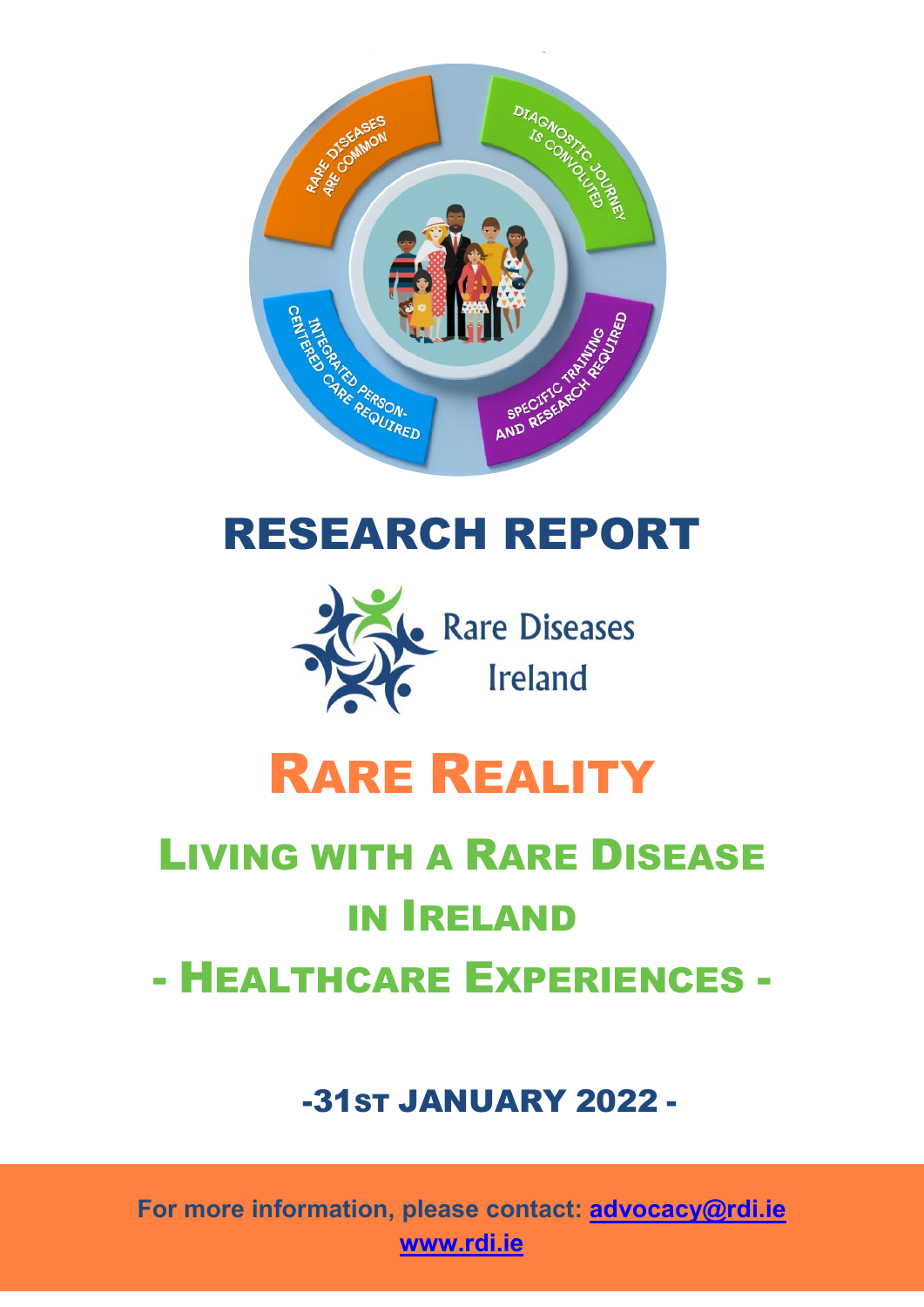RARE DISEASES ARE COMMON

DIAGNOSTIC JOURNEY IS CONVOLUTED

INTEGRATED PERSON-CENTERED CARE REQUIRED

SPECIFIC TRAINING AND RESEARCH REQUIRED

# RESEARCH REPORT

Rare Diseases Ireland

# RARE REALITY

## LIVING WITH A RARE DISEASE IN IRELAND

## - HEALTHCARE EXPERIENCES -

**-31ST JANUARY 2022 -**

**For more information, please contact: advocacy@rdi.ie**

**www.rdi.ie**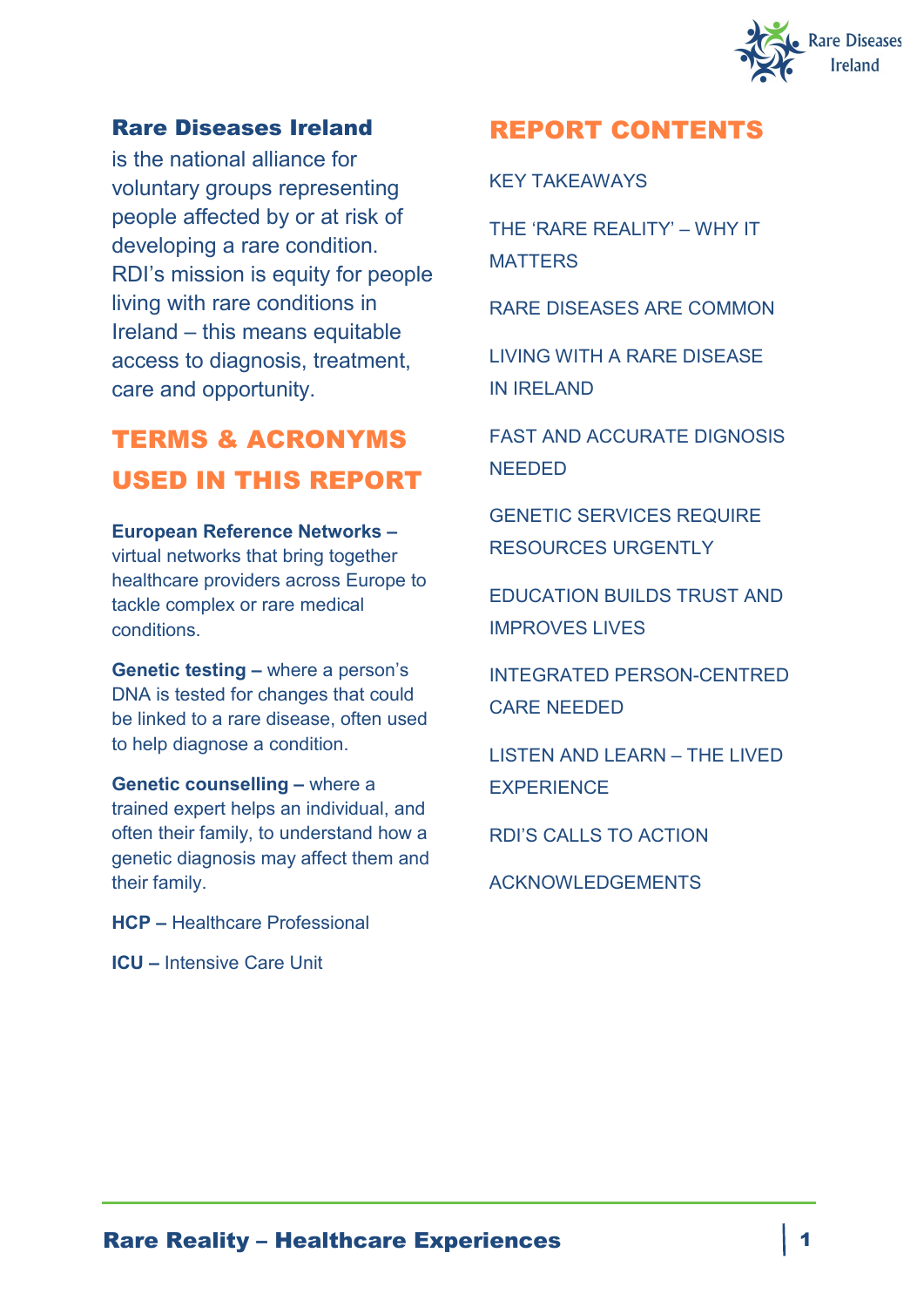**Rare Diseases Ireland** is the national alliance for voluntary groups representing people affected by or at risk of developing a rare condition. RDI's mission is equity for people living with rare conditions in Ireland – this means equitable access to diagnosis, treatment, care and opportunity.

## TERMS & ACRONYMS USED IN THIS REPORT

**European Reference Networks –** virtual networks that bring together healthcare providers across Europe to tackle complex or rare medical conditions.

**Genetic testing –** where a person's DNA is tested for changes that could be linked to a rare disease, often used to help diagnose a condition.

**Genetic counselling –** where a trained expert helps an individual, and often their family, to understand how a genetic diagnosis may affect them and their family.

**HCP –** Healthcare Professional

**ICU –** Intensive Care Unit

## REPORT CONTENTS

KEY TAKEAWAYS

THE 'RARE REALITY' – WHY IT MATTERS

RARE DISEASES ARE COMMON

LIVING WITH A RARE DISEASE IN IRELAND

FAST AND ACCURATE DIGNOSIS NEEDED

GENETIC SERVICES REQUIRE RESOURCES URGENTLY

EDUCATION BUILDS TRUST AND IMPROVES LIVES

INTEGRATED PERSON-CENTRED CARE NEEDED

LISTEN AND LEARN – THE LIVED EXPERIENCE

RDI'S CALLS TO ACTION

ACKNOWLEDGEMENTS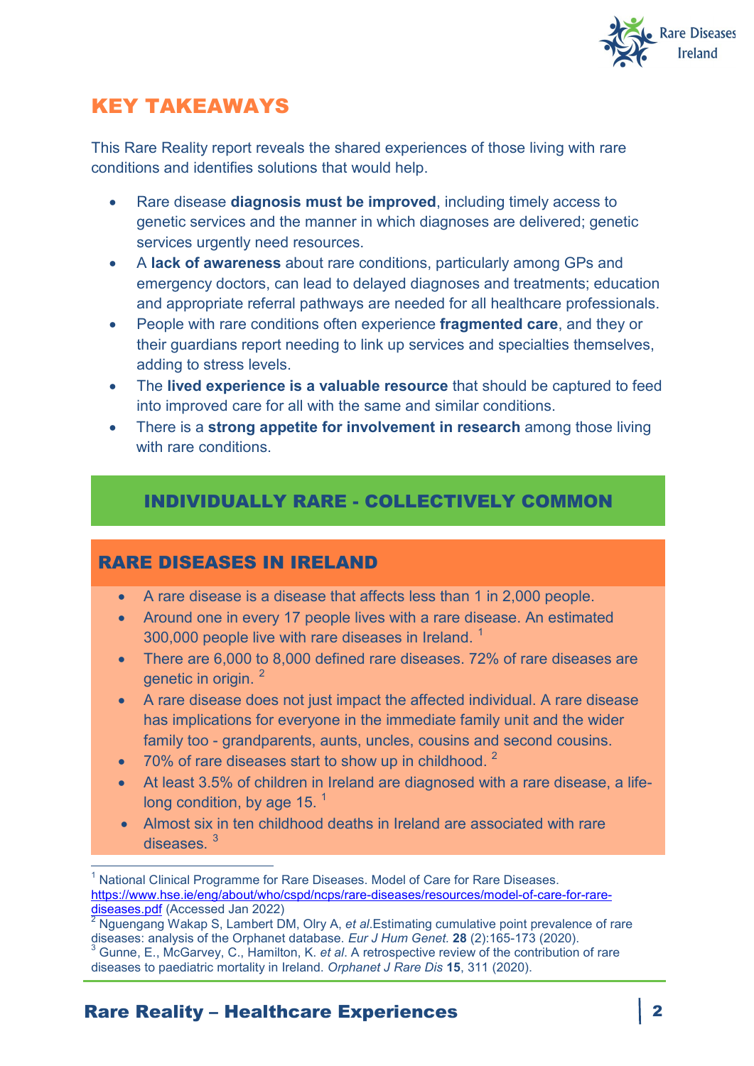## KEY TAKEAWAYS

This Rare Reality report reveals the shared experiences of those living with rare conditions and identifies solutions that would help.

- Rare disease **diagnosis must be improved**, including timely access to genetic services and the manner in which diagnoses are delivered; genetic services urgently need resources.
- A **lack of awareness** about rare conditions, particularly among GPs and emergency doctors, can lead to delayed diagnoses and treatments; education and appropriate referral pathways are needed for all healthcare professionals.
- People with rare conditions often experience **fragmented care**, and they or their guardians report needing to link up services and specialties themselves, adding to stress levels.
- The **lived experience is a valuable resource** that should be captured to feed into improved care for all with the same and similar conditions.
- There is a **strong appetite for involvement in research** among those living with rare conditions.

## INDIVIDUALLY RARE - COLLECTIVELY COMMON

### RARE DISEASES IN IRELAND

- A rare disease is a disease that affects less than 1 in 2,000 people.
- Around one in every 17 people lives with a rare disease. An estimated 300,000 people live with rare diseases in Ireland. [1]
- There are 6,000 to 8,000 defined rare diseases. 72% of rare diseases are genetic in origin. [2]
- A rare disease does not just impact the affected individual. A rare disease has implications for everyone in the immediate family unit and the wider family too - grandparents, aunts, uncles, cousins and second cousins.
- 70% of rare diseases start to show up in childhood. [2]
- At least 3.5% of children in Ireland are diagnosed with a rare disease, a life-long condition, by age 15. [1]
- Almost six in ten childhood deaths in Ireland are associated with rare diseases. [3]

---

[1] National Clinical Programme for Rare Diseases. Model of Care for Rare Diseases. https://www.hse.ie/eng/about/who/cspd/ncps/rare-diseases/resources/model-of-care-for-rare-diseases.pdf (Accessed Jan 2022)

[2] Nguengang Wakap S, Lambert DM, Olry A, *et al*.Estimating cumulative point prevalence of rare diseases: analysis of the Orphanet database. *Eur J Hum Genet.* **28** (2):165-173 (2020).

[3] Gunne, E., McGarvey, C., Hamilton, K. *et al*. A retrospective review of the contribution of rare diseases to paediatric mortality in Ireland. *Orphanet J Rare Dis* **15**, 311 (2020).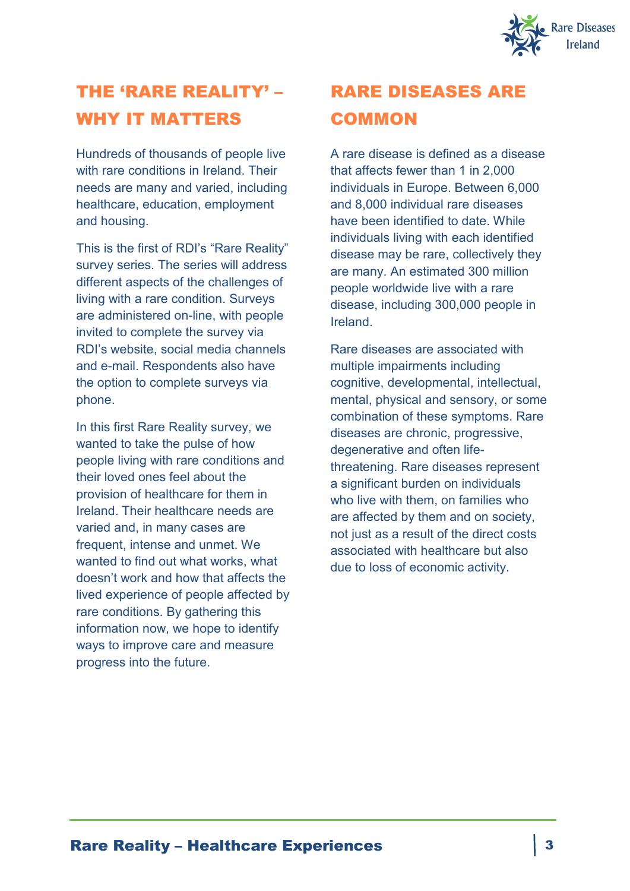## THE 'RARE REALITY' – WHY IT MATTERS

Hundreds of thousands of people live with rare conditions in Ireland. Their needs are many and varied, including healthcare, education, employment and housing.

This is the first of RDI's "Rare Reality" survey series. The series will address different aspects of the challenges of living with a rare condition. Surveys are administered on-line, with people invited to complete the survey via RDI's website, social media channels and e-mail. Respondents also have the option to complete surveys via phone.

In this first Rare Reality survey, we wanted to take the pulse of how people living with rare conditions and their loved ones feel about the provision of healthcare for them in Ireland. Their healthcare needs are varied and, in many cases are frequent, intense and unmet. We wanted to find out what works, what doesn't work and how that affects the lived experience of people affected by rare conditions. By gathering this information now, we hope to identify ways to improve care and measure progress into the future.

## RARE DISEASES ARE COMMON

A rare disease is defined as a disease that affects fewer than 1 in 2,000 individuals in Europe. Between 6,000 and 8,000 individual rare diseases have been identified to date. While individuals living with each identified disease may be rare, collectively they are many. An estimated 300 million people worldwide live with a rare disease, including 300,000 people in Ireland.

Rare diseases are associated with multiple impairments including cognitive, developmental, intellectual, mental, physical and sensory, or some combination of these symptoms. Rare diseases are chronic, progressive, degenerative and often life-threatening. Rare diseases represent a significant burden on individuals who live with them, on families who are affected by them and on society, not just as a result of the direct costs associated with healthcare but also due to loss of economic activity.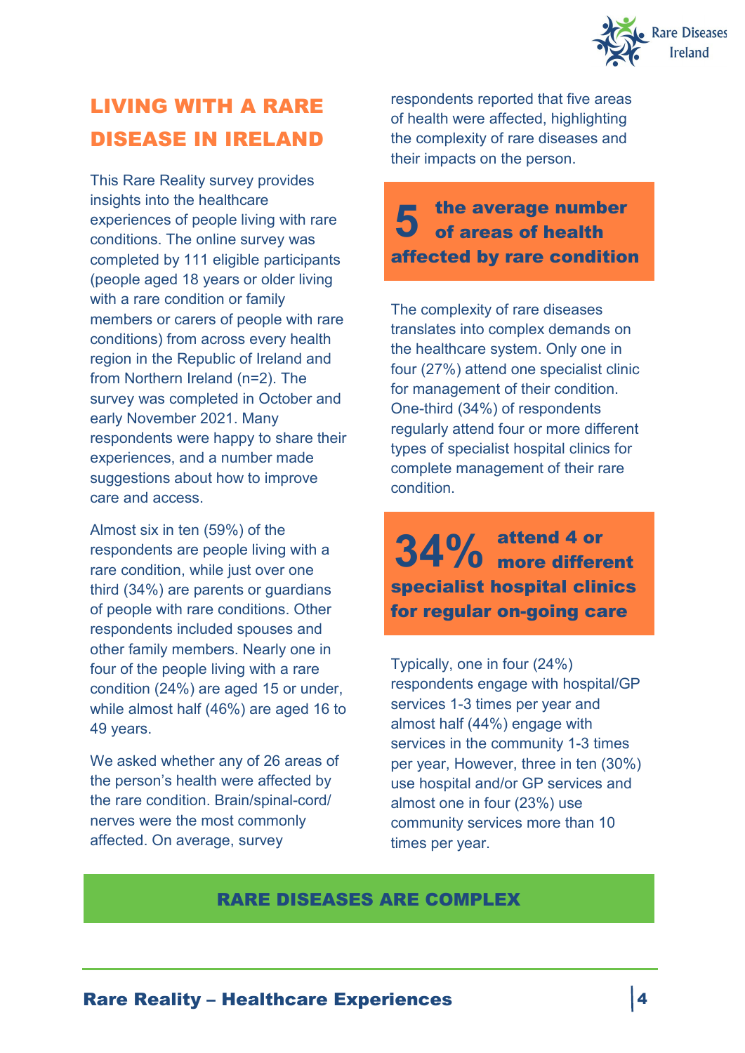## LIVING WITH A RARE DISEASE IN IRELAND

This Rare Reality survey provides insights into the healthcare experiences of people living with rare conditions. The online survey was completed by 111 eligible participants (people aged 18 years or older living with a rare condition or family members or carers of people with rare conditions) from across every health region in the Republic of Ireland and from Northern Ireland (n=2). The survey was completed in October and early November 2021. Many respondents were happy to share their experiences, and a number made suggestions about how to improve care and access.

Almost six in ten (59%) of the respondents are people living with a rare condition, while just over one third (34%) are parents or guardians of people with rare conditions. Other respondents included spouses and other family members. Nearly one in four of the people living with a rare condition (24%) are aged 15 or under, while almost half (46%) are aged 16 to 49 years.

We asked whether any of 26 areas of the person's health were affected by the rare condition. Brain/spinal-cord/ nerves were the most commonly affected. On average, survey respondents reported that five areas of health were affected, highlighting the complexity of rare diseases and their impacts on the person.

**5 the average number of areas of health affected by rare condition**

The complexity of rare diseases translates into complex demands on the healthcare system. Only one in four (27%) attend one specialist clinic for management of their condition. One-third (34%) of respondents regularly attend four or more different types of specialist hospital clinics for complete management of their rare condition.

**34% attend 4 or more different specialist hospital clinics for regular on-going care**

Typically, one in four (24%) respondents engage with hospital/GP services 1-3 times per year and almost half (44%) engage with services in the community 1-3 times per year, However, three in ten (30%) use hospital and/or GP services and almost one in four (23%) use community services more than 10 times per year.

**RARE DISEASES ARE COMPLEX**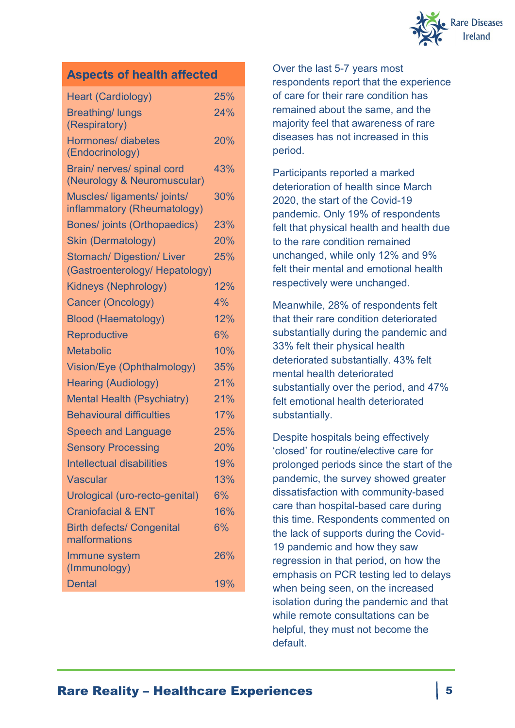| Aspects of health affected | |
|---|---|
| Heart (Cardiology) | 25% |
| Breathing/ lungs (Respiratory) | 24% |
| Hormones/ diabetes (Endocrinology) | 20% |
| Brain/ nerves/ spinal cord (Neurology & Neuromuscular) | 43% |
| Muscles/ ligaments/ joints/ inflammatory (Rheumatology) | 30% |
| Bones/ joints (Orthopaedics) | 23% |
| Skin (Dermatology) | 20% |
| Stomach/ Digestion/ Liver (Gastroenterology/ Hepatology) | 25% |
| Kidneys (Nephrology) | 12% |
| Cancer (Oncology) | 4% |
| Blood (Haematology) | 12% |
| Reproductive | 6% |
| Metabolic | 10% |
| Vision/Eye (Ophthalmology) | 35% |
| Hearing (Audiology) | 21% |
| Mental Health (Psychiatry) | 21% |
| Behavioural difficulties | 17% |
| Speech and Language | 25% |
| Sensory Processing | 20% |
| Intellectual disabilities | 19% |
| Vascular | 13% |
| Urological (uro-recto-genital) | 6% |
| Craniofacial & ENT | 16% |
| Birth defects/ Congenital malformations | 6% |
| Immune system (Immunology) | 26% |
| Dental | 19% |

Over the last 5-7 years most respondents report that the experience of care for their rare condition has remained about the same, and the majority feel that awareness of rare diseases has not increased in this period.

Participants reported a marked deterioration of health since March 2020, the start of the Covid-19 pandemic. Only 19% of respondents felt that physical health and health due to the rare condition remained unchanged, while only 12% and 9% felt their mental and emotional health respectively were unchanged.

Meanwhile, 28% of respondents felt that their rare condition deteriorated substantially during the pandemic and 33% felt their physical health deteriorated substantially. 43% felt mental health deteriorated substantially over the period, and 47% felt emotional health deteriorated substantially.

Despite hospitals being effectively 'closed' for routine/elective care for prolonged periods since the start of the pandemic, the survey showed greater dissatisfaction with community-based care than hospital-based care during this time. Respondents commented on the lack of supports during the Covid-19 pandemic and how they saw regression in that period, on how the emphasis on PCR testing led to delays when being seen, on the increased isolation during the pandemic and that while remote consultations can be helpful, they must not become the default.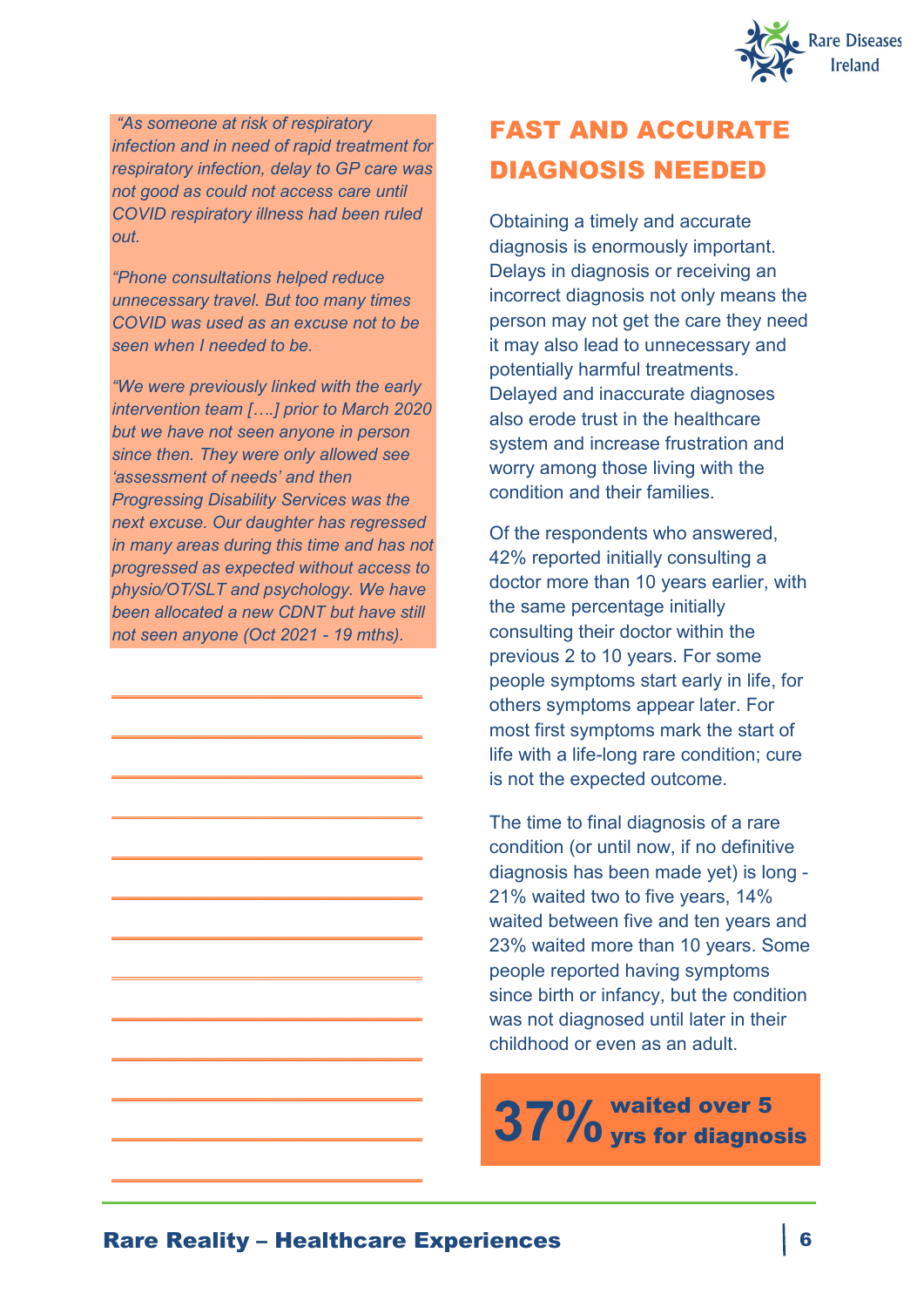*"As someone at risk of respiratory infection and in need of rapid treatment for respiratory infection, delay to GP care was not good as could not access care until COVID respiratory illness had been ruled out.*

*"Phone consultations helped reduce unnecessary travel. But too many times COVID was used as an excuse not to be seen when I needed to be.*

*"We were previously linked with the early intervention team […..] prior to March 2020 but we have not seen anyone in person since then. They were only allowed see 'assessment of needs' and then Progressing Disability Services was the next excuse. Our daughter has regressed in many areas during this time and has not progressed as expected without access to physio/OT/SLT and psychology. We have been allocated a new CDNT but have still not seen anyone (Oct 2021 - 19 mths).*

## FAST AND ACCURATE DIAGNOSIS NEEDED

Obtaining a timely and accurate diagnosis is enormously important. Delays in diagnosis or receiving an incorrect diagnosis not only means the person may not get the care they need it may also lead to unnecessary and potentially harmful treatments. Delayed and inaccurate diagnoses also erode trust in the healthcare system and increase frustration and worry among those living with the condition and their families.

Of the respondents who answered, 42% reported initially consulting a doctor more than 10 years earlier, with the same percentage initially consulting their doctor within the previous 2 to 10 years. For some people symptoms start early in life, for others symptoms appear later. For most first symptoms mark the start of life with a life-long rare condition; cure is not the expected outcome.

The time to final diagnosis of a rare condition (or until now, if no definitive diagnosis has been made yet) is long - 21% waited two to five years, 14% waited between five and ten years and 23% waited more than 10 years. Some people reported having symptoms since birth or infancy, but the condition was not diagnosed until later in their childhood or even as an adult.

**37% waited over 5 yrs for diagnosis**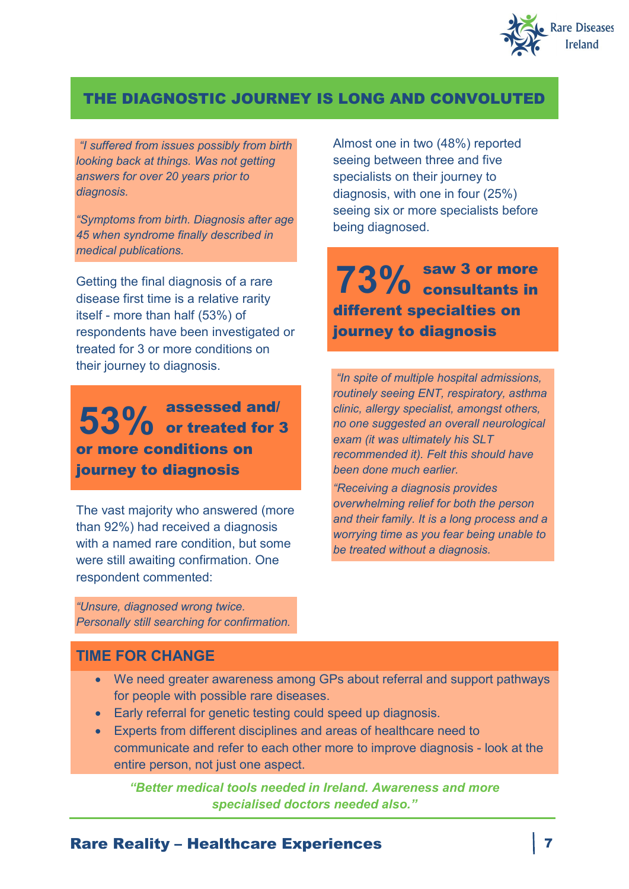## THE DIAGNOSTIC JOURNEY IS LONG AND CONVOLUTED

*"I suffered from issues possibly from birth looking back at things. Was not getting answers for over 20 years prior to diagnosis.*

*"Symptoms from birth. Diagnosis after age 45 when syndrome finally described in medical publications.*

Getting the final diagnosis of a rare disease first time is a relative rarity itself - more than half (53%) of respondents have been investigated or treated for 3 or more conditions on their journey to diagnosis.

**53% assessed and/ or treated for 3 or more conditions on journey to diagnosis**

The vast majority who answered (more than 92%) had received a diagnosis with a named rare condition, but some were still awaiting confirmation. One respondent commented:

*"Unsure, diagnosed wrong twice. Personally still searching for confirmation.*

Almost one in two (48%) reported seeing between three and five specialists on their journey to diagnosis, with one in four (25%) seeing six or more specialists before being diagnosed.

**73% saw 3 or more consultants in different specialties on journey to diagnosis**

*"In spite of multiple hospital admissions, routinely seeing ENT, respiratory, asthma clinic, allergy specialist, amongst others, no one suggested an overall neurological exam (it was ultimately his SLT recommended it). Felt this should have been done much earlier.*

*"Receiving a diagnosis provides overwhelming relief for both the person and their family. It is a long process and a worrying time as you fear being unable to be treated without a diagnosis.*

### TIME FOR CHANGE

- We need greater awareness among GPs about referral and support pathways for people with possible rare diseases.
- Early referral for genetic testing could speed up diagnosis.
- Experts from different disciplines and areas of healthcare need to communicate and refer to each other more to improve diagnosis - look at the entire person, not just one aspect.

***"Better medical tools needed in Ireland. Awareness and more specialised doctors needed also."***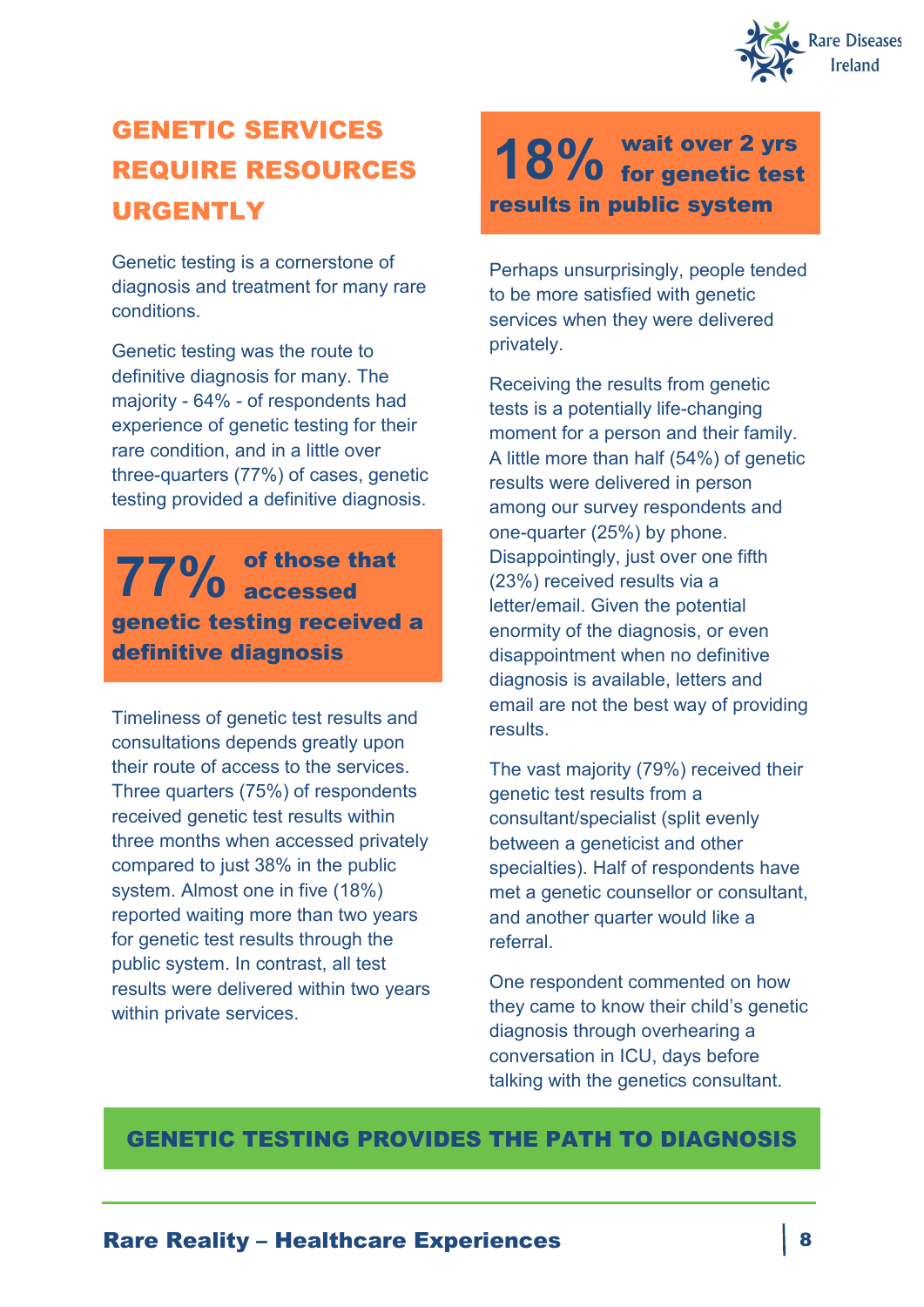## GENETIC SERVICES REQUIRE RESOURCES URGENTLY

Genetic testing is a cornerstone of diagnosis and treatment for many rare conditions.

Genetic testing was the route to definitive diagnosis for many. The majority - 64% - of respondents had experience of genetic testing for their rare condition, and in a little over three-quarters (77%) of cases, genetic testing provided a definitive diagnosis.

**77% of those that accessed genetic testing received a definitive diagnosis**

Timeliness of genetic test results and consultations depends greatly upon their route of access to the services. Three quarters (75%) of respondents received genetic test results within three months when accessed privately compared to just 38% in the public system. Almost one in five (18%) reported waiting more than two years for genetic test results through the public system. In contrast, all test results were delivered within two years within private services.

**18% wait over 2 yrs for genetic test results in public system**

Perhaps unsurprisingly, people tended to be more satisfied with genetic services when they were delivered privately.

Receiving the results from genetic tests is a potentially life-changing moment for a person and their family. A little more than half (54%) of genetic results were delivered in person among our survey respondents and one-quarter (25%) by phone. Disappointingly, just over one fifth (23%) received results via a letter/email. Given the potential enormity of the diagnosis, or even disappointment when no definitive diagnosis is available, letters and email are not the best way of providing results.

The vast majority (79%) received their genetic test results from a consultant/specialist (split evenly between a geneticist and other specialties). Half of respondents have met a genetic counsellor or consultant, and another quarter would like a referral.

One respondent commented on how they came to know their child's genetic diagnosis through overhearing a conversation in ICU, days before talking with the genetics consultant.

**GENETIC TESTING PROVIDES THE PATH TO DIAGNOSIS**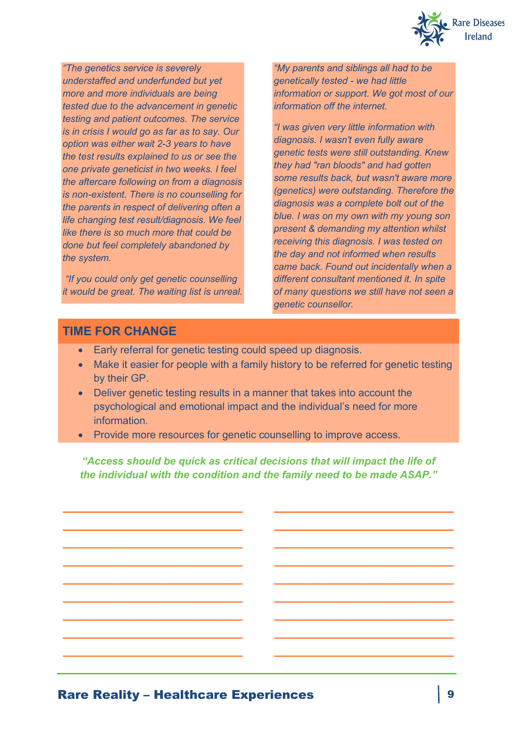*"The genetics service is severely understaffed and underfunded but yet more and more individuals are being tested due to the advancement in genetic testing and patient outcomes. The service is in crisis I would go as far as to say. Our option was either wait 2-3 years to have the test results explained to us or see the one private geneticist in two weeks. I feel the aftercare following on from a diagnosis is non-existent. There is no counselling for the parents in respect of delivering often a life changing test result/diagnosis. We feel like there is so much more that could be done but feel completely abandoned by the system.*

*"If you could only get genetic counselling it would be great. The waiting list is unreal.*

*"My parents and siblings all had to be genetically tested - we had little information or support. We got most of our information off the internet.*

*"I was given very little information with diagnosis. I wasn't even fully aware genetic tests were still outstanding. Knew they had "ran bloods" and had gotten some results back, but wasn't aware more (genetics) were outstanding. Therefore the diagnosis was a complete bolt out of the blue. I was on my own with my young son present & demanding my attention whilst receiving this diagnosis. I was tested on the day and not informed when results came back. Found out incidentally when a different consultant mentioned it. In spite of many questions we still have not seen a genetic counsellor.*

## TIME FOR CHANGE

- Early referral for genetic testing could speed up diagnosis.
- Make it easier for people with a family history to be referred for genetic testing by their GP.
- Deliver genetic testing results in a manner that takes into account the psychological and emotional impact and the individual's need for more information.
- Provide more resources for genetic counselling to improve access.

***"Access should be quick as critical decisions that will impact the life of the individual with the condition and the family need to be made ASAP."***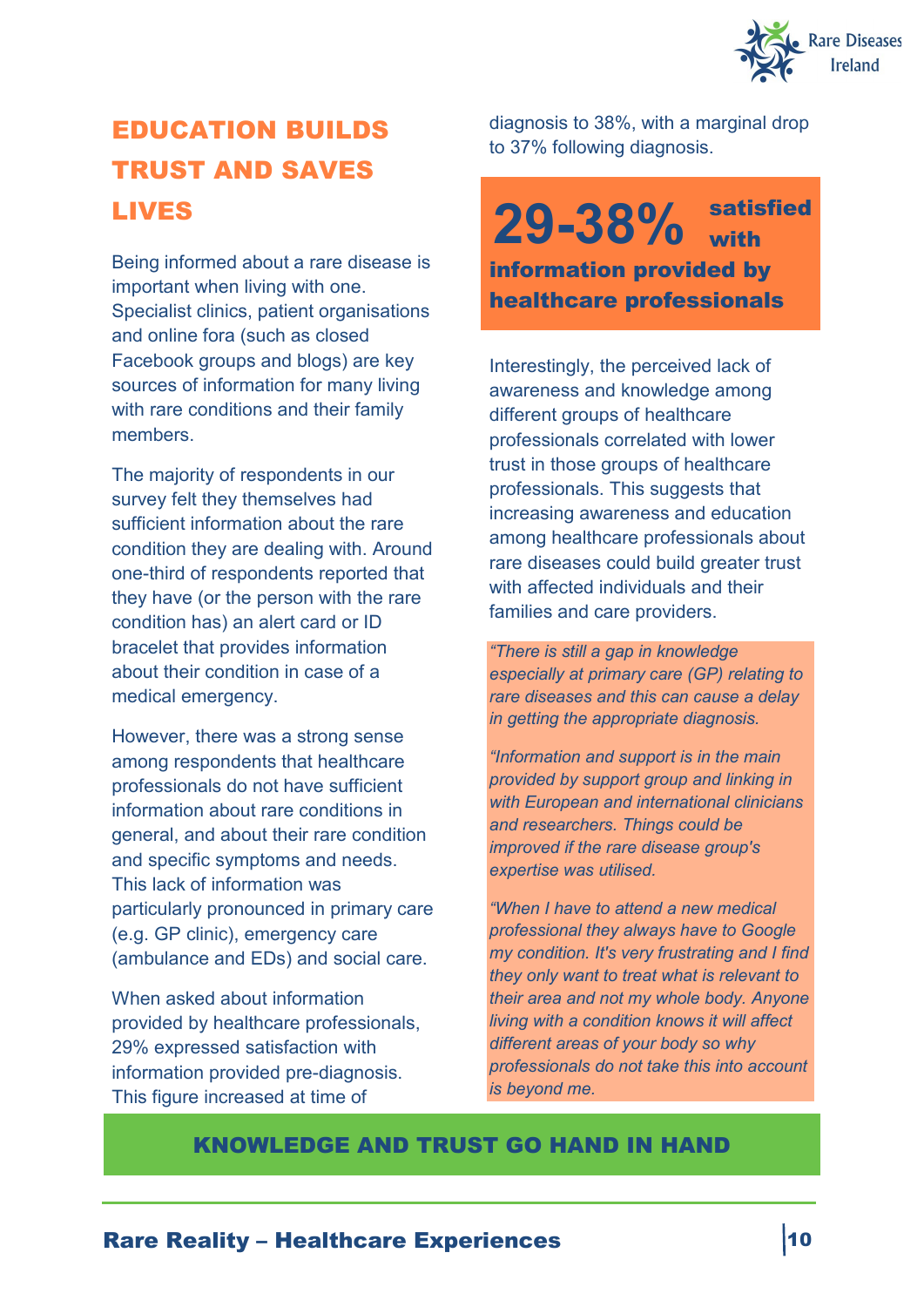## EDUCATION BUILDS TRUST AND SAVES LIVES

Being informed about a rare disease is important when living with one. Specialist clinics, patient organisations and online fora (such as closed Facebook groups and blogs) are key sources of information for many living with rare conditions and their family members.

The majority of respondents in our survey felt they themselves had sufficient information about the rare condition they are dealing with. Around one-third of respondents reported that they have (or the person with the rare condition has) an alert card or ID bracelet that provides information about their condition in case of a medical emergency.

However, there was a strong sense among respondents that healthcare professionals do not have sufficient information about rare conditions in general, and about their rare condition and specific symptoms and needs. This lack of information was particularly pronounced in primary care (e.g. GP clinic), emergency care (ambulance and EDs) and social care.

When asked about information provided by healthcare professionals, 29% expressed satisfaction with information provided pre-diagnosis. This figure increased at time of diagnosis to 38%, with a marginal drop to 37% following diagnosis.

**29-38% satisfied with information provided by healthcare professionals**

Interestingly, the perceived lack of awareness and knowledge among different groups of healthcare professionals correlated with lower trust in those groups of healthcare professionals. This suggests that increasing awareness and education among healthcare professionals about rare diseases could build greater trust with affected individuals and their families and care providers.

*"There is still a gap in knowledge especially at primary care (GP) relating to rare diseases and this can cause a delay in getting the appropriate diagnosis.*

*"Information and support is in the main provided by support group and linking in with European and international clinicians and researchers. Things could be improved if the rare disease group's expertise was utilised.*

*"When I have to attend a new medical professional they always have to Google my condition. It's very frustrating and I find they only want to treat what is relevant to their area and not my whole body. Anyone living with a condition knows it will affect different areas of your body so why professionals do not take this into account is beyond me.*

**KNOWLEDGE AND TRUST GO HAND IN HAND**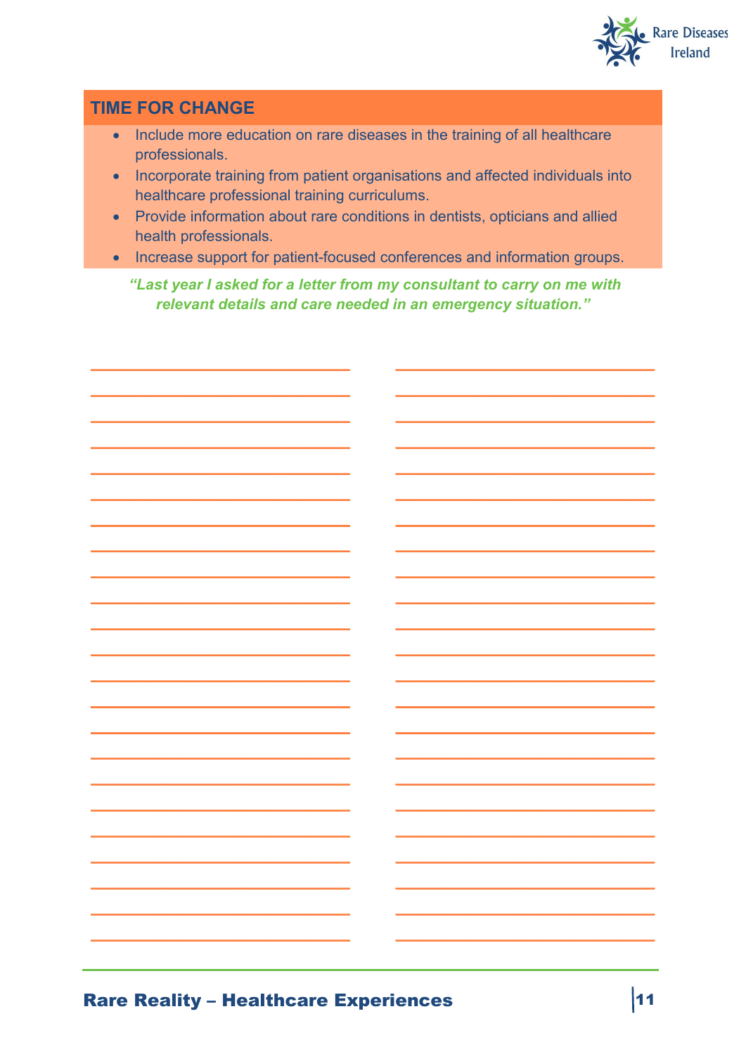## TIME FOR CHANGE

- Include more education on rare diseases in the training of all healthcare professionals.
- Incorporate training from patient organisations and affected individuals into healthcare professional training curriculums.
- Provide information about rare conditions in dentists, opticians and allied health professionals.
- Increase support for patient-focused conferences and information groups.

***"Last year I asked for a letter from my consultant to carry on me with relevant details and care needed in an emergency situation."***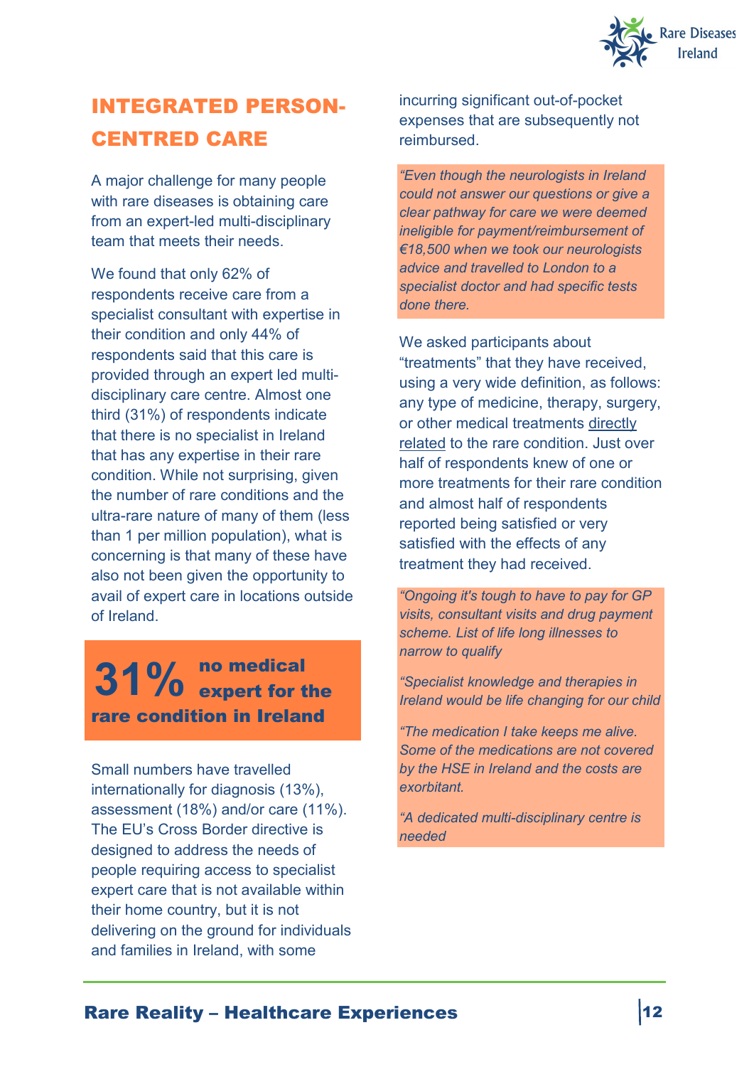# INTEGRATED PERSON-CENTRED CARE

A major challenge for many people with rare diseases is obtaining care from an expert-led multi-disciplinary team that meets their needs.

We found that only 62% of respondents receive care from a specialist consultant with expertise in their condition and only 44% of respondents said that this care is provided through an expert led multi-disciplinary care centre. Almost one third (31%) of respondents indicate that there is no specialist in Ireland that has any expertise in their rare condition. While not surprising, given the number of rare conditions and the ultra-rare nature of many of them (less than 1 per million population), what is concerning is that many of these have also not been given the opportunity to avail of expert care in locations outside of Ireland.

> **31% no medical expert for the rare condition in Ireland**

Small numbers have travelled internationally for diagnosis (13%), assessment (18%) and/or care (11%). The EU's Cross Border directive is designed to address the needs of people requiring access to specialist expert care that is not available within their home country, but it is not delivering on the ground for individuals and families in Ireland, with some incurring significant out-of-pocket expenses that are subsequently not reimbursed.

> *"Even though the neurologists in Ireland could not answer our questions or give a clear pathway for care we were deemed ineligible for payment/reimbursement of €18,500 when we took our neurologists advice and travelled to London to a specialist doctor and had specific tests done there.*

We asked participants about "treatments" that they have received, using a very wide definition, as follows: any type of medicine, therapy, surgery, or other medical treatments directly related to the rare condition. Just over half of respondents knew of one or more treatments for their rare condition and almost half of respondents reported being satisfied or very satisfied with the effects of any treatment they had received.

> *"Ongoing it's tough to have to pay for GP visits, consultant visits and drug payment scheme. List of life long illnesses to narrow to qualify*
>
> *"Specialist knowledge and therapies in Ireland would be life changing for our child*
>
> *"The medication I take keeps me alive. Some of the medications are not covered by the HSE in Ireland and the costs are exorbitant.*
>
> *"A dedicated multi-disciplinary centre is needed*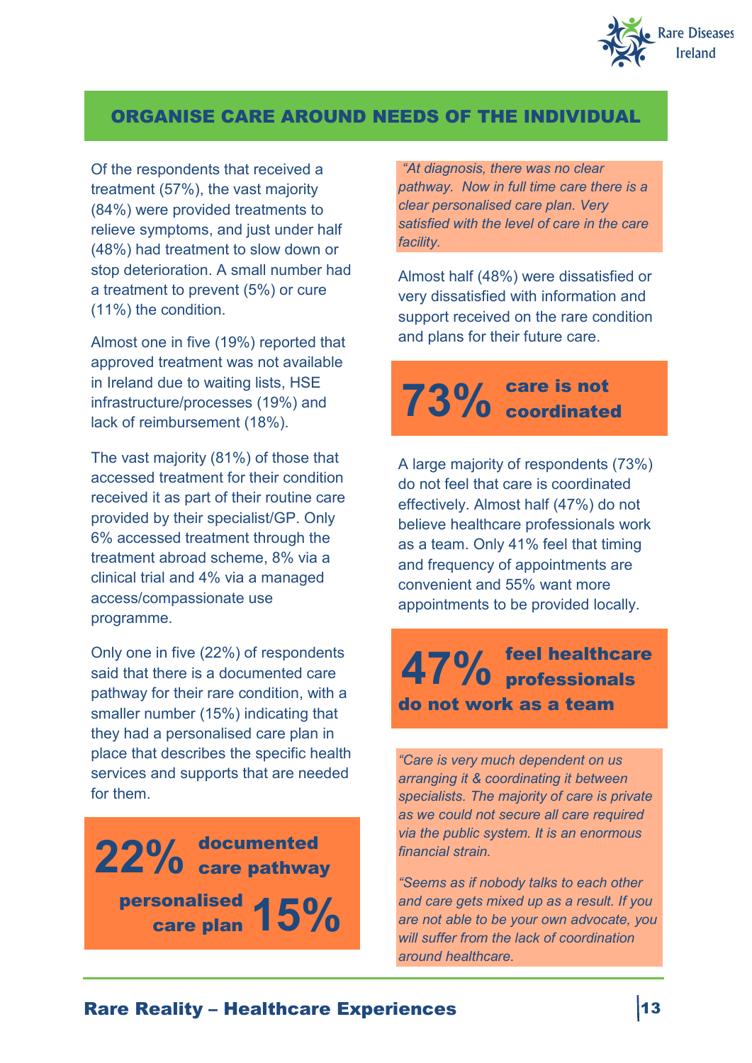## ORGANISE CARE AROUND NEEDS OF THE INDIVIDUAL

Of the respondents that received a treatment (57%), the vast majority (84%) were provided treatments to relieve symptoms, and just under half (48%) had treatment to slow down or stop deterioration. A small number had a treatment to prevent (5%) or cure (11%) the condition.

Almost one in five (19%) reported that approved treatment was not available in Ireland due to waiting lists, HSE infrastructure/processes (19%) and lack of reimbursement (18%).

The vast majority (81%) of those that accessed treatment for their condition received it as part of their routine care provided by their specialist/GP. Only 6% accessed treatment through the treatment abroad scheme, 8% via a clinical trial and 4% via a managed access/compassionate use programme.

Only one in five (22%) of respondents said that there is a documented care pathway for their rare condition, with a smaller number (15%) indicating that they had a personalised care plan in place that describes the specific health services and supports that are needed for them.

**22% documented care pathway**

**personalised care plan 15%**

*"At diagnosis, there was no clear pathway. Now in full time care there is a clear personalised care plan. Very satisfied with the level of care in the care facility.*

Almost half (48%) were dissatisfied or very dissatisfied with information and support received on the rare condition and plans for their future care.

**73% care is not coordinated**

A large majority of respondents (73%) do not feel that care is coordinated effectively. Almost half (47%) do not believe healthcare professionals work as a team. Only 41% feel that timing and frequency of appointments are convenient and 55% want more appointments to be provided locally.

**47% feel healthcare professionals do not work as a team**

*"Care is very much dependent on us arranging it & coordinating it between specialists. The majority of care is private as we could not secure all care required via the public system. It is an enormous financial strain.*

*"Seems as if nobody talks to each other and care gets mixed up as a result. If you are not able to be your own advocate, you will suffer from the lack of coordination around healthcare.*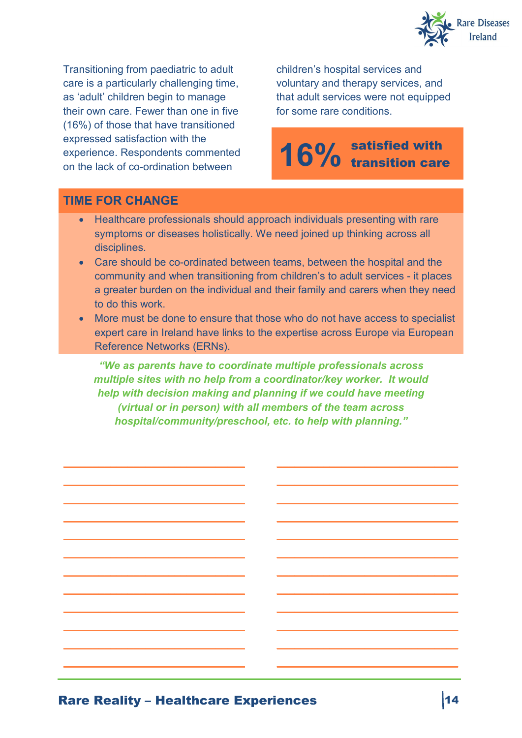Transitioning from paediatric to adult care is a particularly challenging time, as 'adult' children begin to manage their own care. Fewer than one in five (16%) of those that have transitioned expressed satisfaction with the experience. Respondents commented on the lack of co-ordination between children's hospital services and voluntary and therapy services, and that adult services were not equipped for some rare conditions.

**16% satisfied with transition care**

## TIME FOR CHANGE

- Healthcare professionals should approach individuals presenting with rare symptoms or diseases holistically. We need joined up thinking across all disciplines.
- Care should be co-ordinated between teams, between the hospital and the community and when transitioning from children's to adult services - it places a greater burden on the individual and their family and carers when they need to do this work.
- More must be done to ensure that those who do not have access to specialist expert care in Ireland have links to the expertise across Europe via European Reference Networks (ERNs).

***"We as parents have to coordinate multiple professionals across multiple sites with no help from a coordinator/key worker. It would help with decision making and planning if we could have meeting (virtual or in person) with all members of the team across hospital/community/preschool, etc. to help with planning."***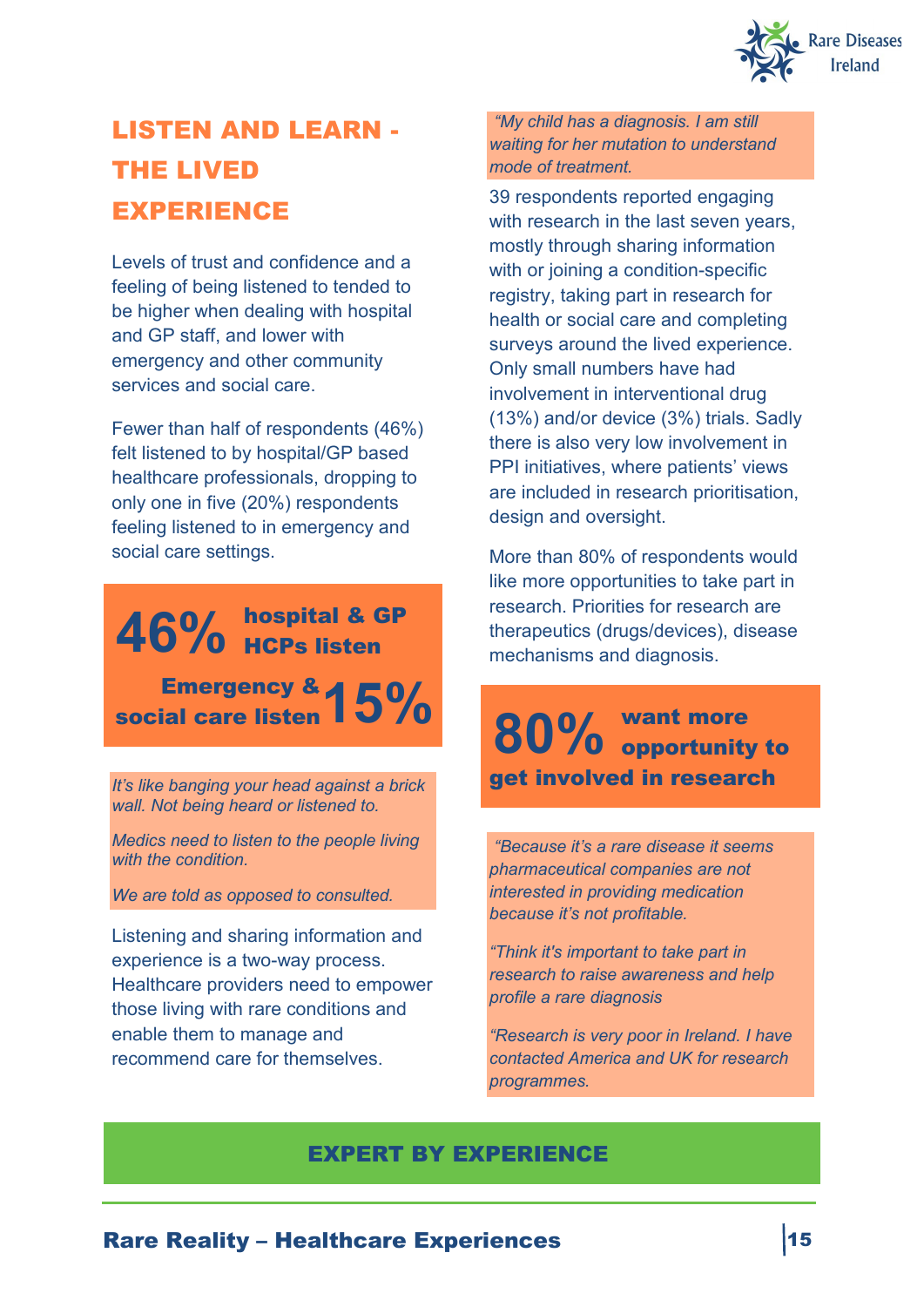## LISTEN AND LEARN - THE LIVED EXPERIENCE

Levels of trust and confidence and a feeling of being listened to tended to be higher when dealing with hospital and GP staff, and lower with emergency and other community services and social care.

Fewer than half of respondents (46%) felt listened to by hospital/GP based healthcare professionals, dropping to only one in five (20%) respondents feeling listened to in emergency and social care settings.

**46%** **hospital & GP HCPs listen**

**Emergency & social care listen** **15%**

*It's like banging your head against a brick wall. Not being heard or listened to.*

*Medics need to listen to the people living with the condition.*

*We are told as opposed to consulted.*

Listening and sharing information and experience is a two-way process. Healthcare providers need to empower those living with rare conditions and enable them to manage and recommend care for themselves.

*"My child has a diagnosis. I am still waiting for her mutation to understand mode of treatment.*

39 respondents reported engaging with research in the last seven years, mostly through sharing information with or joining a condition-specific registry, taking part in research for health or social care and completing surveys around the lived experience. Only small numbers have had involvement in interventional drug (13%) and/or device (3%) trials. Sadly there is also very low involvement in PPI initiatives, where patients' views are included in research prioritisation, design and oversight.

More than 80% of respondents would like more opportunities to take part in research. Priorities for research are therapeutics (drugs/devices), disease mechanisms and diagnosis.

**80%** **want more opportunity to get involved in research**

*"Because it's a rare disease it seems pharmaceutical companies are not interested in providing medication because it's not profitable.*

*"Think it's important to take part in research to raise awareness and help profile a rare diagnosis*

*"Research is very poor in Ireland. I have contacted America and UK for research programmes.*

**EXPERT BY EXPERIENCE**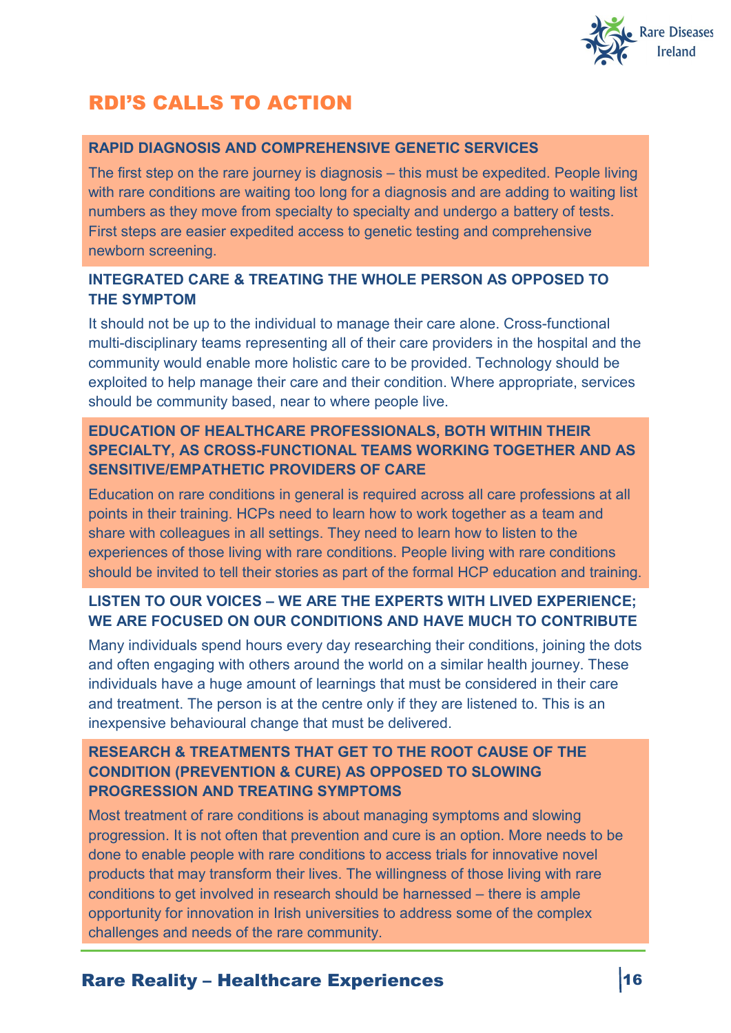# RDI'S CALLS TO ACTION

### RAPID DIAGNOSIS AND COMPREHENSIVE GENETIC SERVICES

The first step on the rare journey is diagnosis – this must be expedited. People living with rare conditions are waiting too long for a diagnosis and are adding to waiting list numbers as they move from specialty to specialty and undergo a battery of tests. First steps are easier expedited access to genetic testing and comprehensive newborn screening.

### INTEGRATED CARE & TREATING THE WHOLE PERSON AS OPPOSED TO THE SYMPTOM

It should not be up to the individual to manage their care alone. Cross-functional multi-disciplinary teams representing all of their care providers in the hospital and the community would enable more holistic care to be provided. Technology should be exploited to help manage their care and their condition. Where appropriate, services should be community based, near to where people live.

### EDUCATION OF HEALTHCARE PROFESSIONALS, BOTH WITHIN THEIR SPECIALTY, AS CROSS-FUNCTIONAL TEAMS WORKING TOGETHER AND AS SENSITIVE/EMPATHETIC PROVIDERS OF CARE

Education on rare conditions in general is required across all care professions at all points in their training. HCPs need to learn how to work together as a team and share with colleagues in all settings. They need to learn how to listen to the experiences of those living with rare conditions. People living with rare conditions should be invited to tell their stories as part of the formal HCP education and training.

### LISTEN TO OUR VOICES – WE ARE THE EXPERTS WITH LIVED EXPERIENCE; WE ARE FOCUSED ON OUR CONDITIONS AND HAVE MUCH TO CONTRIBUTE

Many individuals spend hours every day researching their conditions, joining the dots and often engaging with others around the world on a similar health journey. These individuals have a huge amount of learnings that must be considered in their care and treatment. The person is at the centre only if they are listened to. This is an inexpensive behavioural change that must be delivered.

### RESEARCH & TREATMENTS THAT GET TO THE ROOT CAUSE OF THE CONDITION (PREVENTION & CURE) AS OPPOSED TO SLOWING PROGRESSION AND TREATING SYMPTOMS

Most treatment of rare conditions is about managing symptoms and slowing progression. It is not often that prevention and cure is an option. More needs to be done to enable people with rare conditions to access trials for innovative novel products that may transform their lives. The willingness of those living with rare conditions to get involved in research should be harnessed – there is ample opportunity for innovation in Irish universities to address some of the complex challenges and needs of the rare community.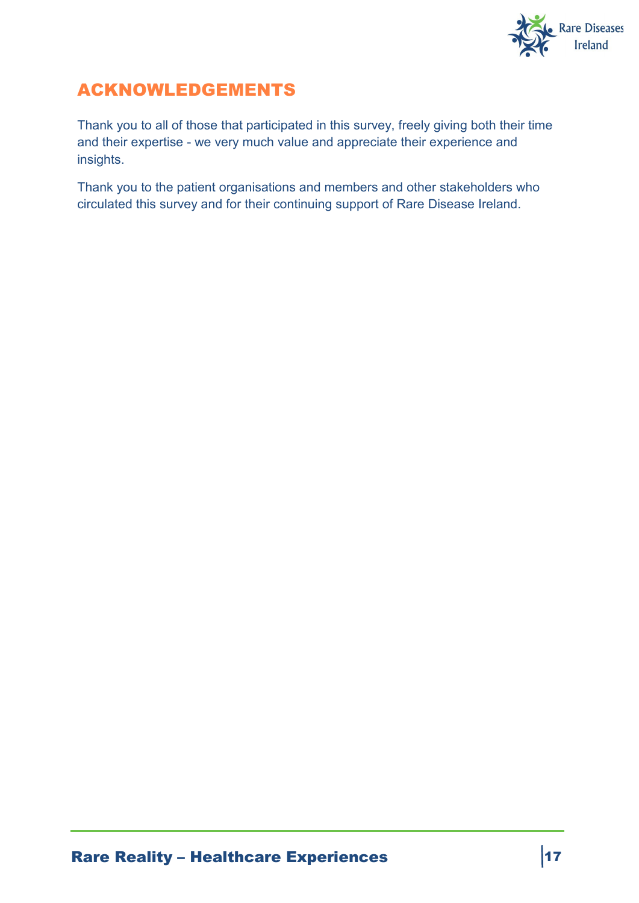## ACKNOWLEDGEMENTS

Thank you to all of those that participated in this survey, freely giving both their time and their expertise - we very much value and appreciate their experience and insights.

Thank you to the patient organisations and members and other stakeholders who circulated this survey and for their continuing support of Rare Disease Ireland.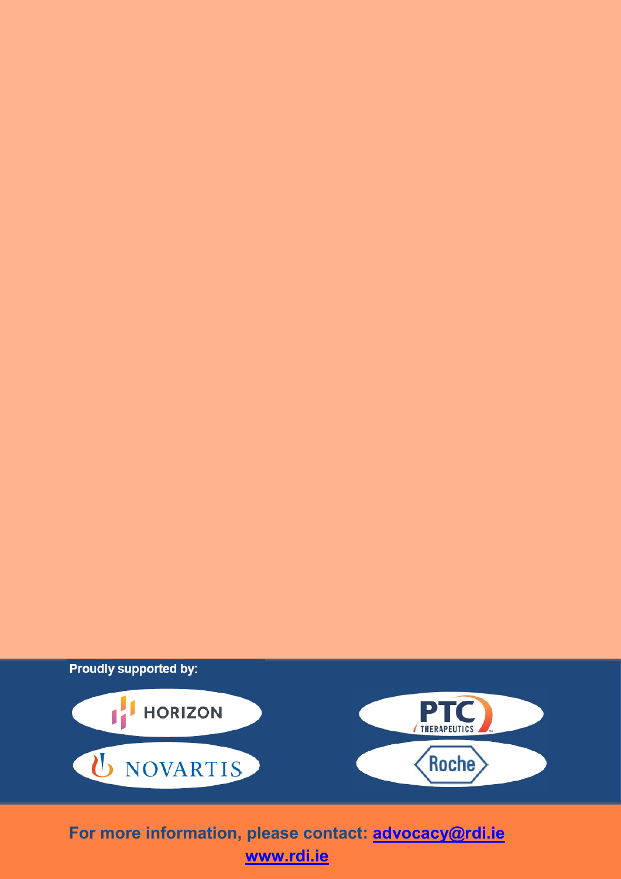Proudly supported by:

HORIZON

PTC THERAPEUTICS

NOVARTIS

Roche

**For more information, please contact: [advocacy@rdi.ie](mailto:advocacy@rdi.ie)**

**[www.rdi.ie](http://www.rdi.ie)**